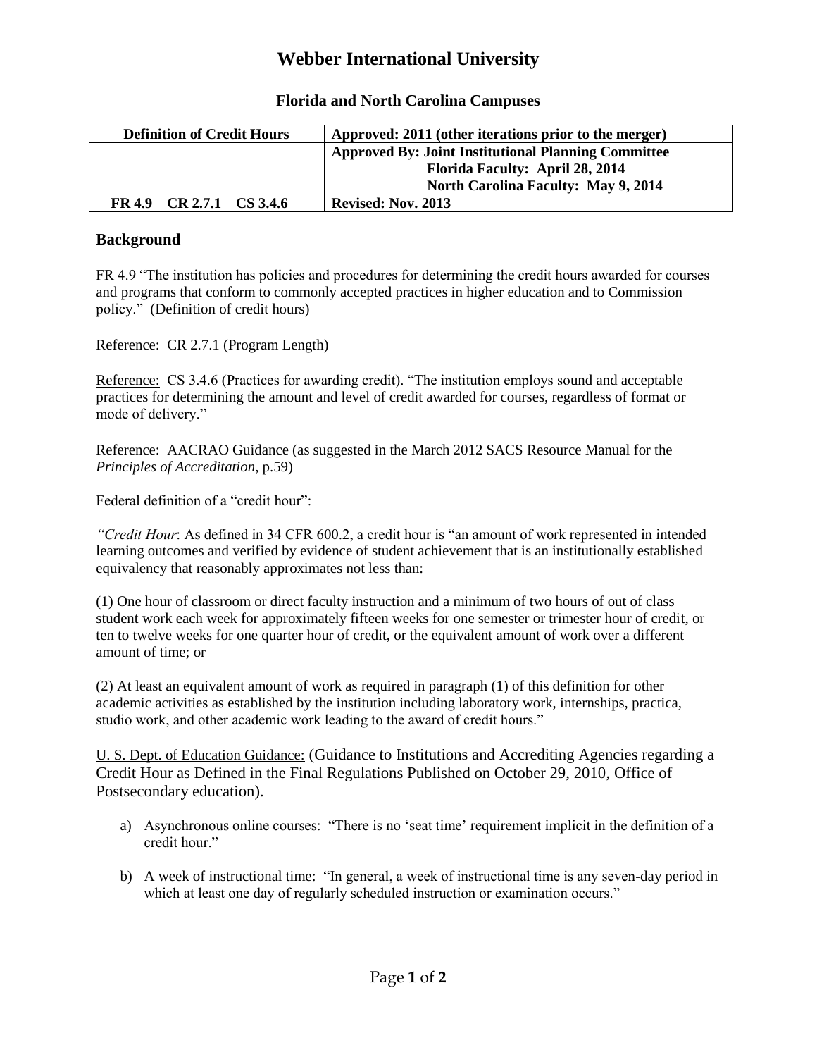# Webber International University

## Florida and North Carolina Campuses

| Definition of Credit Hours | Approved: 2011 (other iterations prior to the merger) |
|---|---|
| | **Approved By: Joint Institutional Planning Committee**<br>**Florida Faculty: April 28, 2014**<br>**North Carolina Faculty: May 9, 2014** |
| **FR 4.9 CR 2.7.1 CS 3.4.6** | **Revised: Nov. 2013** |

### Background

FR 4.9 "The institution has policies and procedures for determining the credit hours awarded for courses and programs that conform to commonly accepted practices in higher education and to Commission policy." (Definition of credit hours)

Reference: CR 2.7.1 (Program Length)

Reference: CS 3.4.6 (Practices for awarding credit). "The institution employs sound and acceptable practices for determining the amount and level of credit awarded for courses, regardless of format or mode of delivery."

Reference: AACRAO Guidance (as suggested in the March 2012 SACS Resource Manual for the *Principles of Accreditation*, p.59)

Federal definition of a "credit hour":

*"Credit Hour*: As defined in 34 CFR 600.2, a credit hour is "an amount of work represented in intended learning outcomes and verified by evidence of student achievement that is an institutionally established equivalency that reasonably approximates not less than:

(1) One hour of classroom or direct faculty instruction and a minimum of two hours of out of class student work each week for approximately fifteen weeks for one semester or trimester hour of credit, or ten to twelve weeks for one quarter hour of credit, or the equivalent amount of work over a different amount of time; or

(2) At least an equivalent amount of work as required in paragraph (1) of this definition for other academic activities as established by the institution including laboratory work, internships, practica, studio work, and other academic work leading to the award of credit hours."

U. S. Dept. of Education Guidance: (Guidance to Institutions and Accrediting Agencies regarding a Credit Hour as Defined in the Final Regulations Published on October 29, 2010, Office of Postsecondary education).

a) Asynchronous online courses: "There is no 'seat time' requirement implicit in the definition of a credit hour."

b) A week of instructional time: "In general, a week of instructional time is any seven-day period in which at least one day of regularly scheduled instruction or examination occurs."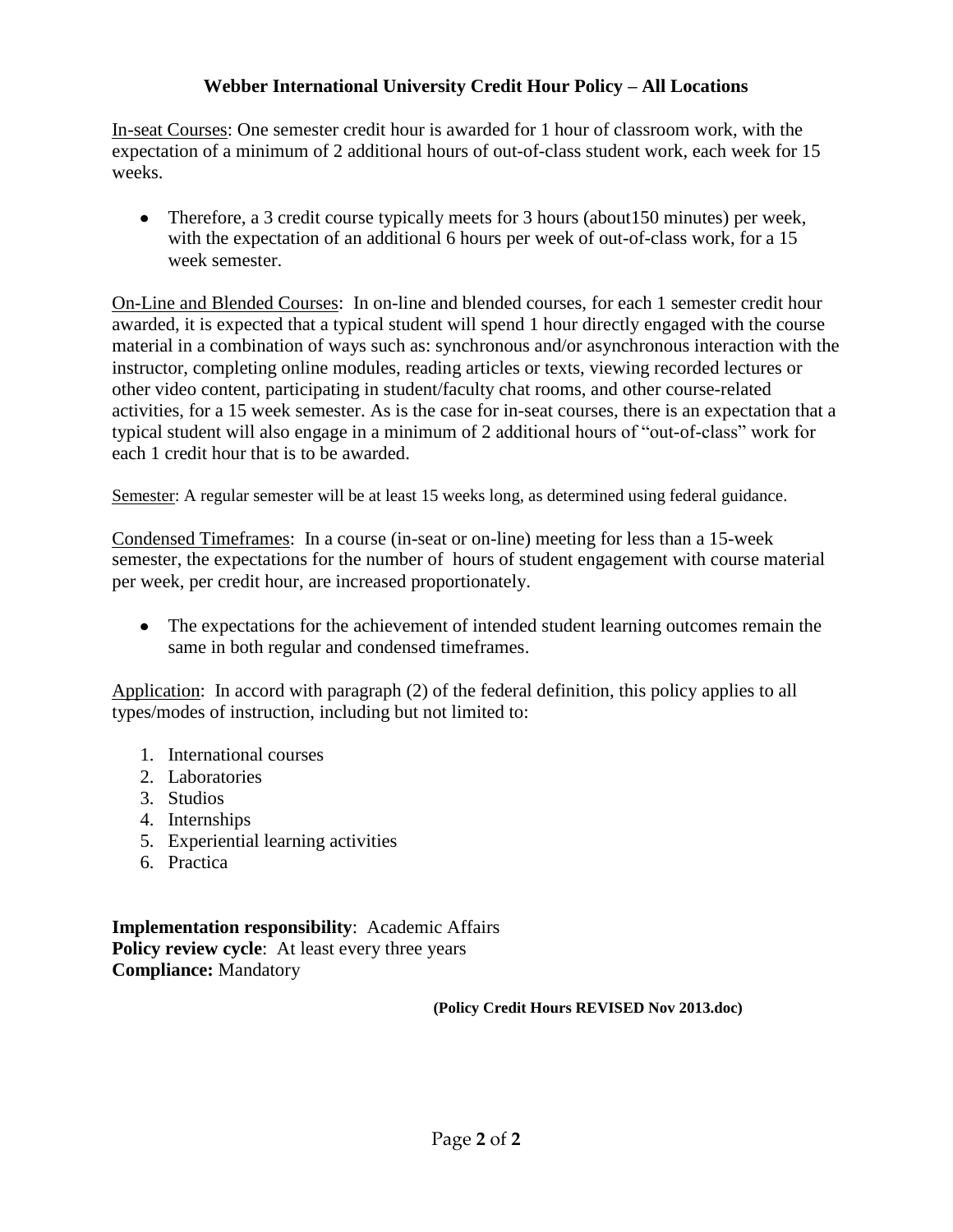**Webber International University Credit Hour Policy – All Locations**

In-seat Courses: One semester credit hour is awarded for 1 hour of classroom work, with the expectation of a minimum of 2 additional hours of out-of-class student work, each week for 15 weeks.

- Therefore, a 3 credit course typically meets for 3 hours (about150 minutes) per week, with the expectation of an additional 6 hours per week of out-of-class work, for a 15 week semester.

On-Line and Blended Courses: In on-line and blended courses, for each 1 semester credit hour awarded, it is expected that a typical student will spend 1 hour directly engaged with the course material in a combination of ways such as: synchronous and/or asynchronous interaction with the instructor, completing online modules, reading articles or texts, viewing recorded lectures or other video content, participating in student/faculty chat rooms, and other course-related activities, for a 15 week semester. As is the case for in-seat courses, there is an expectation that a typical student will also engage in a minimum of 2 additional hours of "out-of-class" work for each 1 credit hour that is to be awarded.

Semester: A regular semester will be at least 15 weeks long, as determined using federal guidance.

Condensed Timeframes: In a course (in-seat or on-line) meeting for less than a 15-week semester, the expectations for the number of hours of student engagement with course material per week, per credit hour, are increased proportionately.

- The expectations for the achievement of intended student learning outcomes remain the same in both regular and condensed timeframes.

Application: In accord with paragraph (2) of the federal definition, this policy applies to all types/modes of instruction, including but not limited to:

1. International courses
2. Laboratories
3. Studios
4. Internships
5. Experiential learning activities
6. Practica

**Implementation responsibility**: Academic Affairs
**Policy review cycle**: At least every three years
**Compliance:** Mandatory

**(Policy Credit Hours REVISED Nov 2013.doc)**